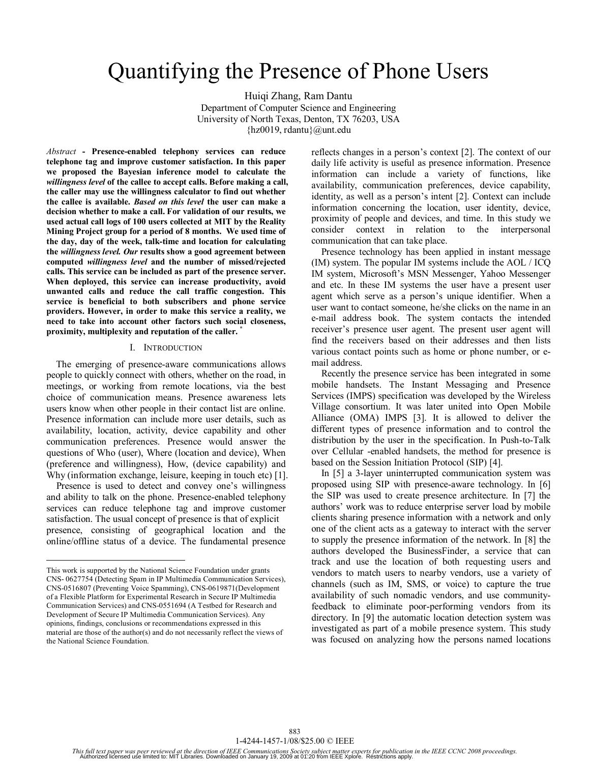# Quantifying the Presence of Phone Users

Huiqi Zhang, Ram Dantu
Department of Computer Science and Engineering
University of North Texas, Denton, TX 76203, USA
{hz0019, rdantu}@unt.edu

*Abstract* **- Presence-enabled telephony services can reduce telephone tag and improve customer satisfaction. In this paper we proposed the Bayesian inference model to calculate the *willingness level* of the callee to accept calls. Before making a call, the caller may use the willingness calculator to find out whether the callee is available. *Based on this level* the user can make a decision whether to make a call. For validation of our results, we used actual call logs of 100 users collected at MIT by the Reality Mining Project group for a period of 8 months. We used time of the day, day of the week, talk-time and location for calculating the *willingness level. Our* results show a good agreement between computed *willingness level* and the number of missed/rejected calls. This service can be included as part of the presence server. When deployed, this service can increase productivity, avoid unwanted calls and reduce the call traffic congestion. This service is beneficial to both subscribers and phone service providers. However, in order to make this service a reality, we need to take into account other factors such social closeness, proximity, multiplexity and reputation of the caller.** [*]

## I. Introduction

The emerging of presence-aware communications allows people to quickly connect with others, whether on the road, in meetings, or working from remote locations, via the best choice of communication means. Presence awareness lets users know when other people in their contact list are online. Presence information can include more user details, such as availability, location, activity, device capability and other communication preferences. Presence would answer the questions of Who (user), Where (location and device), When (preference and willingness), How, (device capability) and Why (information exchange, leisure, keeping in touch etc) [1].

Presence is used to detect and convey one's willingness and ability to talk on the phone. Presence-enabled telephony services can reduce telephone tag and improve customer satisfaction. The usual concept of presence is that of explicit presence, consisting of geographical location and the online/offline status of a device. The fundamental presence reflects changes in a person's context [2]. The context of our daily life activity is useful as presence information. Presence information can include a variety of functions, like availability, communication preferences, device capability, identity, as well as a person's intent [2]. Context can include information concerning the location, user identity, device, proximity of people and devices, and time. In this study we consider context in relation to the interpersonal communication that can take place.

Presence technology has been applied in instant message (IM) system. The popular IM systems include the AOL / ICQ IM system, Microsoft's MSN Messenger, Yahoo Messenger and etc. In these IM systems the user have a present user agent which serve as a person's unique identifier. When a user want to contact someone, he/she clicks on the name in an e-mail address book. The system contacts the intended receiver's presence user agent. The present user agent will find the receivers based on their addresses and then lists various contact points such as home or phone number, or e-mail address.

Recently the presence service has been integrated in some mobile handsets. The Instant Messaging and Presence Services (IMPS) specification was developed by the Wireless Village consortium. It was later united into Open Mobile Alliance (OMA) IMPS [3]. It is allowed to deliver the different types of presence information and to control the distribution by the user in the specification. In Push-to-Talk over Cellular -enabled handsets, the method for presence is based on the Session Initiation Protocol (SIP) [4].

In [5] a 3-layer uninterrupted communication system was proposed using SIP with presence-aware technology. In [6] the SIP was used to create presence architecture. In [7] the authors' work was to reduce enterprise server load by mobile clients sharing presence information with a network and only one of the client acts as a gateway to interact with the server to supply the presence information of the network. In [8] the authors developed the BusinessFinder, a service that can track and use the location of both requesting users and vendors to match users to nearby vendors, use a variety of channels (such as IM, SMS, or voice) to capture the true availability of such nomadic vendors, and use community-feedback to eliminate poor-performing vendors from its directory. In [9] the automatic location detection system was investigated as part of a mobile presence system. This study was focused on analyzing how the persons named locations

---

This work is supported by the National Science Foundation under grants CNS- 0627754 (Detecting Spam in IP Multimedia Communication Services), CNS-0516807 (Preventing Voice Spamming), CNS-0619871(Development of a Flexible Platform for Experimental Research in Secure IP Multimedia Communication Services) and CNS-0551694 (A Testbed for Research and Development of Secure IP Multimedia Communication Services). Any opinions, findings, conclusions or recommendations expressed in this material are those of the author(s) and do not necessarily reflect the views of the National Science Foundation.

1-4244-1457-1/08/$25.00 © IEEE

This full text paper was peer reviewed at the direction of IEEE Communications Society subject matter experts for publication in the IEEE CCNC 2008 proceedings.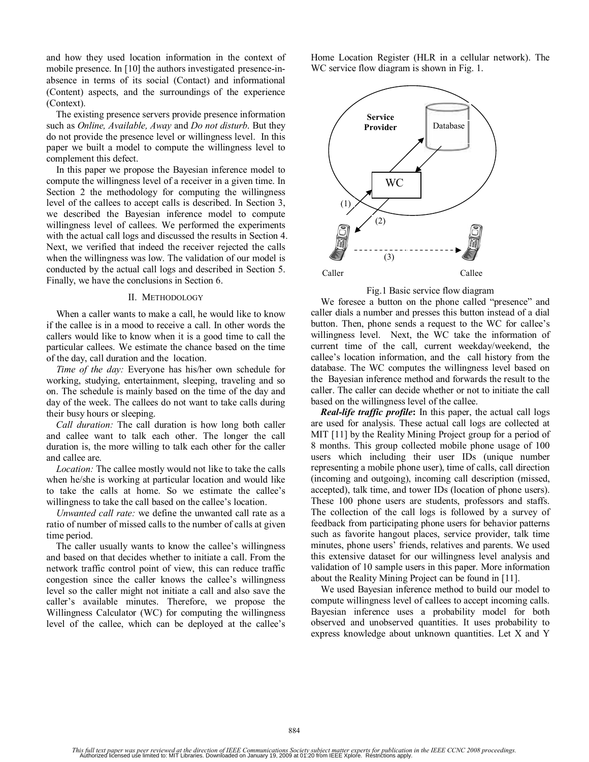and how they used location information in the context of mobile presence. In [10] the authors investigated presence-in-absence in terms of its social (Contact) and informational (Content) aspects, and the surroundings of the experience (Context).

The existing presence servers provide presence information such as *Online, Available, Away* and *Do not disturb*. But they do not provide the presence level or willingness level. In this paper we built a model to compute the willingness level to complement this defect.

In this paper we propose the Bayesian inference model to compute the willingness level of a receiver in a given time. In Section 2 the methodology for computing the willingness level of the callees to accept calls is described. In Section 3, we described the Bayesian inference model to compute willingness level of callees. We performed the experiments with the actual call logs and discussed the results in Section 4. Next, we verified that indeed the receiver rejected the calls when the willingness was low. The validation of our model is conducted by the actual call logs and described in Section 5. Finally, we have the conclusions in Section 6.

## II. Methodology

When a caller wants to make a call, he would like to know if the callee is in a mood to receive a call. In other words the callers would like to know when it is a good time to call the particular callees. We estimate the chance based on the time of the day, call duration and the location.

*Time of the day:* Everyone has his/her own schedule for working, studying, entertainment, sleeping, traveling and so on. The schedule is mainly based on the time of the day and day of the week. The callees do not want to take calls during their busy hours or sleeping.

*Call duration:* The call duration is how long both caller and callee want to talk each other. The longer the call duration is, the more willing to talk each other for the caller and callee are.

*Location:* The callee mostly would not like to take the calls when he/she is working at particular location and would like to take the calls at home. So we estimate the callee's willingness to take the call based on the callee's location.

*Unwanted call rate:* we define the unwanted call rate as a ratio of number of missed calls to the number of calls at given time period.

The caller usually wants to know the callee's willingness and based on that decides whether to initiate a call. From the network traffic control point of view, this can reduce traffic congestion since the caller knows the callee's willingness level so the caller might not initiate a call and also save the caller's available minutes. Therefore, we propose the Willingness Calculator (WC) for computing the willingness level of the callee, which can be deployed at the callee's Home Location Register (HLR in a cellular network). The WC service flow diagram is shown in Fig. 1.

Service Provider
Database
WC
(1)
(2)
(3)
Caller
Callee

Fig.1 Basic service flow diagram

We foresee a button on the phone called "presence" and caller dials a number and presses this button instead of a dial button. Then, phone sends a request to the WC for callee's willingness level. Next, the WC take the information of current time of the call, current weekday/weekend, the callee's location information, and the call history from the database. The WC computes the willingness level based on the Bayesian inference method and forwards the result to the caller. The caller can decide whether or not to initiate the call based on the willingness level of the callee.

***Real-life traffic profile*:** In this paper, the actual call logs are used for analysis. These actual call logs are collected at MIT [11] by the Reality Mining Project group for a period of 8 months. This group collected mobile phone usage of 100 users which including their user IDs (unique number representing a mobile phone user), time of calls, call direction (incoming and outgoing), incoming call description (missed, accepted), talk time, and tower IDs (location of phone users). These 100 phone users are students, professors and staffs. The collection of the call logs is followed by a survey of feedback from participating phone users for behavior patterns such as favorite hangout places, service provider, talk time minutes, phone users' friends, relatives and parents. We used this extensive dataset for our willingness level analysis and validation of 10 sample users in this paper. More information about the Reality Mining Project can be found in [11].

We used Bayesian inference method to build our model to compute willingness level of callees to accept incoming calls. Bayesian inference uses a probability model for both observed and unobserved quantities. It uses probability to express knowledge about unknown quantities. Let X and Y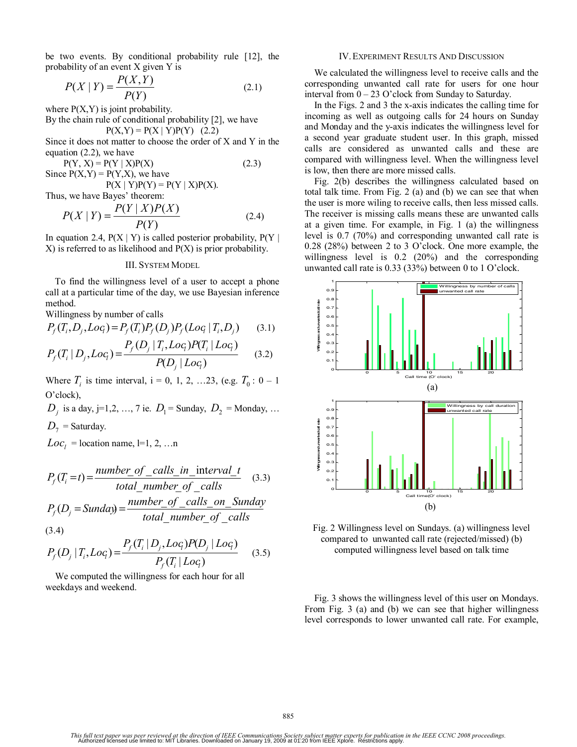be two events. By conditional probability rule [12], the probability of an event X given Y is

$$P(X \mid Y) = \frac{P(X,Y)}{P(Y)} \tag{2.1}$$

where P(X,Y) is joint probability.

By the chain rule of conditional probability [2], we have

$$P(X,Y) = P(X \mid Y)P(Y) \tag{2.2}$$

Since it does not matter to choose the order of X and Y in the equation (2.2), we have

$$P(Y, X) = P(Y \mid X)P(X) \tag{2.3}$$

Since P(X,Y) = P(Y,X), we have

$$P(X \mid Y)P(Y) = P(Y \mid X)P(X).$$

Thus, we have Bayes' theorem:

$$P(X \mid Y) = \frac{P(Y \mid X)P(X)}{P(Y)} \tag{2.4}$$

In equation 2.4, P(X | Y) is called posterior probability, P(Y | X) is referred to as likelihood and P(X) is prior probability.

## III. System Model

To find the willingness level of a user to accept a phone call at a particular time of the day, we use Bayesian inference method.

Willingness by number of calls

$$P_f(T_i, D_j, Loc_l) = P_f(T_i)P_f(D_j)P_f(Loc_l \mid T_i, D_j) \tag{3.1}$$

$$P_f(T_i \mid D_j, Loc_l) = \frac{P_f(D_j \mid T_i, Loc_l)P(T_i \mid Loc_l)}{P(D_j \mid Loc_l)} \tag{3.2}$$

Where $T_i$ is time interval, i = 0, 1, 2, …23, (e.g. $T_0$ : 0 – 1 O'clock),

$D_j$ is a day, j=1,2, …, 7 ie. $D_1$ = Sunday, $D_2$ = Monday, … $D_7$ = Saturday.

$Loc_l$ = location name, l=1, 2, …n

$$P_f(T_i = t) = \frac{number\_of\_calls\_in\_interval\_t}{total\_number\_of\_calls} \tag{3.3}$$

$$P_f(D_j = Sunday) = \frac{number\_of\_calls\_on\_Sunday}{total\_number\_of\_calls} \tag{3.4}$$

$$P_f(D_j \mid T_i, Loc_l) = \frac{P_f(T_i \mid D_j, Loc_l)P(D_j \mid Loc_l)}{P_f(T_i \mid Loc_l)} \tag{3.5}$$

We computed the willingness for each hour for all weekdays and weekend.

## IV. Experiment Results And Discussion

We calculated the willingness level to receive calls and the corresponding unwanted call rate for users for one hour interval from 0 – 23 O'clock from Sunday to Saturday.

In the Figs. 2 and 3 the x-axis indicates the calling time for incoming as well as outgoing calls for 24 hours on Sunday and Monday and the y-axis indicates the willingness level for a second year graduate student user. In this graph, missed calls are considered as unwanted calls and these are compared with willingness level. When the willingness level is low, then there are more missed calls.

Fig. 2(b) describes the willingness calculated based on total talk time. From Fig. 2 (a) and (b) we can see that when the user is more wiling to receive calls, then less missed calls. The receiver is missing calls means these are unwanted calls at a given time. For example, in Fig. 1 (a) the willingness level is 0.7 (70%) and corresponding unwanted call rate is 0.28 (28%) between 2 to 3 O'clock. One more example, the willingness level is 0.2 (20%) and the corresponding unwanted call rate is 0.33 (33%) between 0 to 1 O'clock.

Willingness by number of calls
unwanted call rate
Willingness and unwanted call rate
Call time (O' clock)
0 5 10 15 20

(a)

Willingness by call duration
unwanted call rate
Willingness and unwanted call rate
Call time(O' clock)
0 5 10 15 20

(b)

Fig. 2 Willingness level on Sundays. (a) willingness level compared to unwanted call rate (rejected/missed) (b) computed willingness level based on talk time

Fig. 3 shows the willingness level of this user on Mondays. From Fig. 3 (a) and (b) we can see that higher willingness level corresponds to lower unwanted call rate. For example,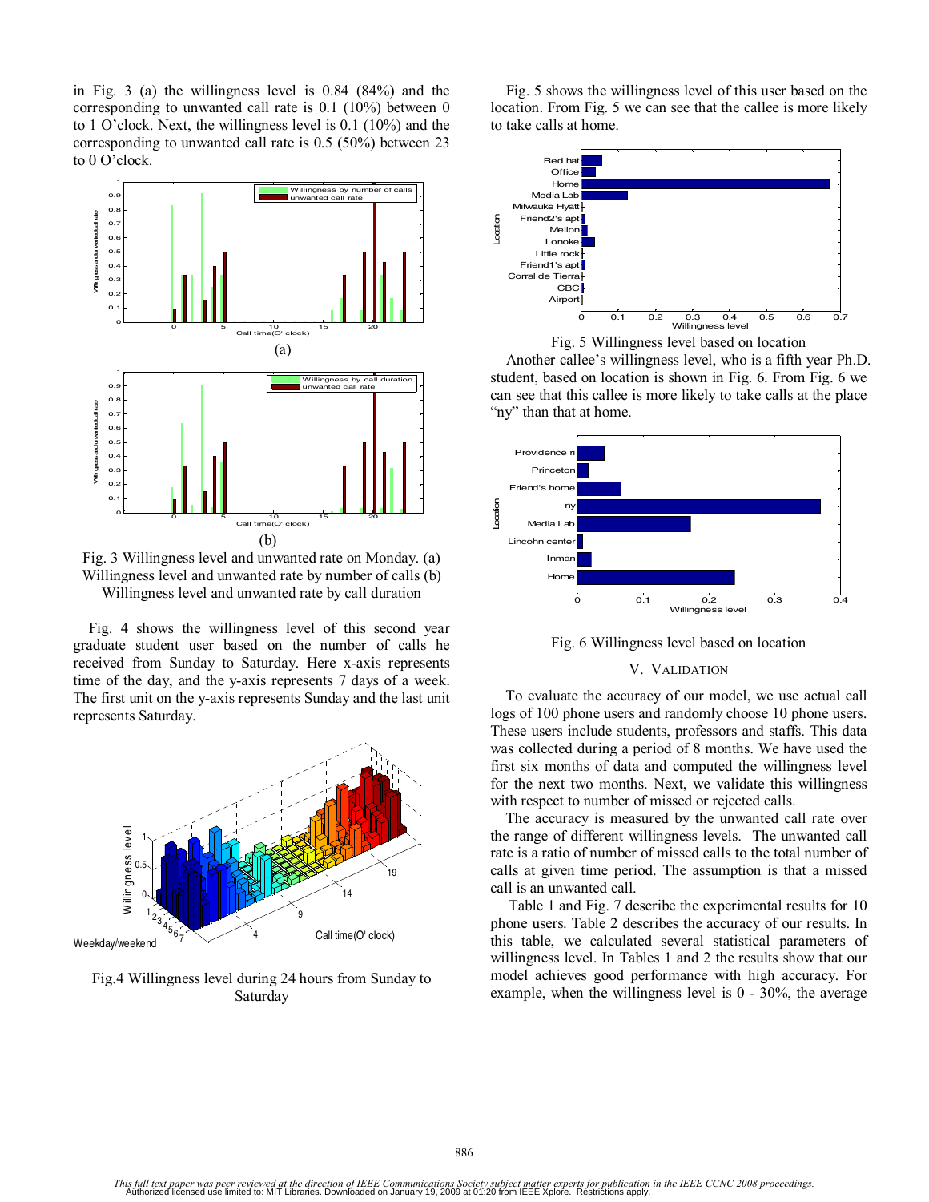in Fig. 3 (a) the willingness level is 0.84 (84%) and the corresponding to unwanted call rate is 0.1 (10%) between 0 to 1 O'clock. Next, the willingness level is 0.1 (10%) and the corresponding to unwanted call rate is 0.5 (50%) between 23 to 0 O'clock.

Willingness by number of calls
unwanted call rate
Willingness and unwanted call rate
Call time(O' clock)

(a)

Willingness by call duration
unwanted call rate
Willingness and unwanted call rate
Call time(O' clock)

(b)

Fig. 3 Willingness level and unwanted rate on Monday. (a) Willingness level and unwanted rate by number of calls (b) Willingness level and unwanted rate by call duration

Fig. 4 shows the willingness level of this second year graduate student user based on the number of calls he received from Sunday to Saturday. Here x-axis represents time of the day, and the y-axis represents 7 days of a week. The first unit on the y-axis represents Sunday and the last unit represents Saturday.

Willingness level
Weekday/weekend
Call time(O' clock)

Fig.4 Willingness level during 24 hours from Sunday to Saturday

Fig. 5 shows the willingness level of this user based on the location. From Fig. 5 we can see that the callee is more likely to take calls at home.

Location
Red hat
Office
Home
Media Lab
Milwauke Hyatt
Friend2's apt
Mellon
Lonoke
Little rock
Friend1's apt
Corral de Tierra
CBC
Airport
Willingness level

Fig. 5 Willingness level based on location

Another callee's willingness level, who is a fifth year Ph.D. student, based on location is shown in Fig. 6. From Fig. 6 we can see that this callee is more likely to take calls at the place "ny" than that at home.

Location
Providence ri
Princeton
Friend's home
ny
Media Lab
Lincohn center
Inman
Home
Willingness level

Fig. 6 Willingness level based on location

## V. VALIDATION

To evaluate the accuracy of our model, we use actual call logs of 100 phone users and randomly choose 10 phone users. These users include students, professors and staffs. This data was collected during a period of 8 months. We have used the first six months of data and computed the willingness level for the next two months. Next, we validate this willingness with respect to number of missed or rejected calls.

The accuracy is measured by the unwanted call rate over the range of different willingness levels. The unwanted call rate is a ratio of number of missed calls to the total number of calls at given time period. The assumption is that a missed call is an unwanted call.

Table 1 and Fig. 7 describe the experimental results for 10 phone users. Table 2 describes the accuracy of our results. In this table, we calculated several statistical parameters of willingness level. In Tables 1 and 2 the results show that our model achieves good performance with high accuracy. For example, when the willingness level is 0 - 30%, the average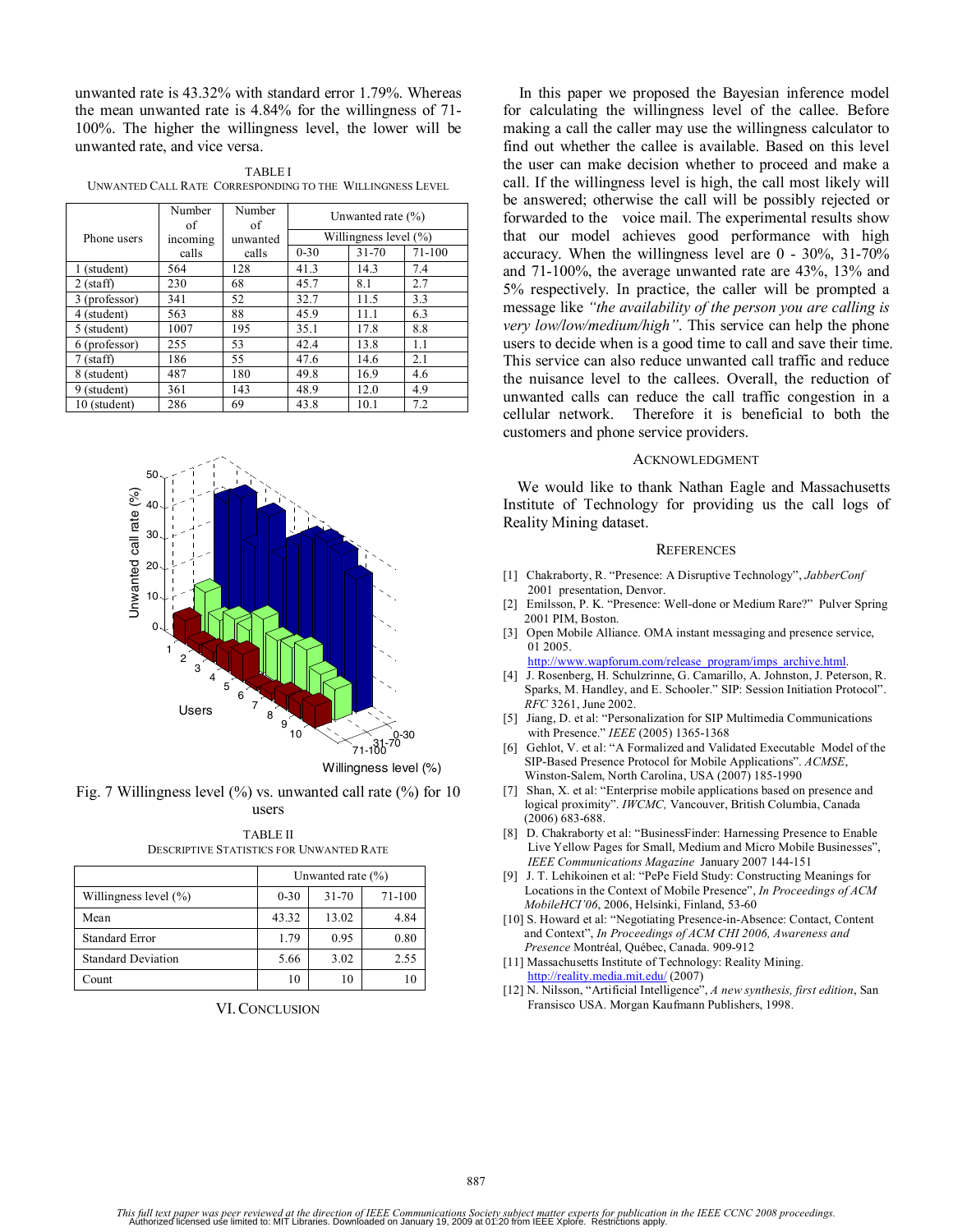unwanted rate is 43.32% with standard error 1.79%. Whereas the mean unwanted rate is 4.84% for the willingness of 71-100%. The higher the willingness level, the lower will be unwanted rate, and vice versa.

TABLE I
UNWANTED CALL RATE CORRESPONDING TO THE WILLINGNESS LEVEL

| Phone users | Number of incoming calls | Number of unwanted calls | Unwanted rate (%) | | |
|---|---|---|---|---|---|
| | | | Willingness level (%) | | |
| | | | 0-30 | 31-70 | 71-100 |
| 1 (student) | 564 | 128 | 41.3 | 14.3 | 7.4 |
| 2 (staff) | 230 | 68 | 45.7 | 8.1 | 2.7 |
| 3 (professor) | 341 | 52 | 32.7 | 11.5 | 3.3 |
| 4 (student) | 563 | 88 | 45.9 | 11.1 | 6.3 |
| 5 (student) | 1007 | 195 | 35.1 | 17.8 | 8.8 |
| 6 (professor) | 255 | 53 | 42.4 | 13.8 | 1.1 |
| 7 (staff) | 186 | 55 | 47.6 | 14.6 | 2.1 |
| 8 (student) | 487 | 180 | 49.8 | 16.9 | 4.6 |
| 9 (student) | 361 | 143 | 48.9 | 12.0 | 4.9 |
| 10 (student) | 286 | 69 | 43.8 | 10.1 | 7.2 |

Unwanted call rate (%)
50
40
30
20
10
0
Users
1
2
3
4
5
6
7
8
9
10
0-30
31-70
71-100
Willingness level (%)

Fig. 7 Willingness level (%) vs. unwanted call rate (%) for 10 users

TABLE II
DESCRIPTIVE STATISTICS FOR UNWANTED RATE

| | Unwanted rate (%) | | |
|---|---|---|---|
| Willingness level (%) | 0-30 | 31-70 | 71-100 |
| Mean | 43.32 | 13.02 | 4.84 |
| Standard Error | 1.79 | 0.95 | 0.80 |
| Standard Deviation | 5.66 | 3.02 | 2.55 |
| Count | 10 | 10 | 10 |

## VI. CONCLUSION

In this paper we proposed the Bayesian inference model for calculating the willingness level of the callee. Before making a call the caller may use the willingness calculator to find out whether the callee is available. Based on this level the user can make decision whether to proceed and make a call. If the willingness level is high, the call most likely will be answered; otherwise the call will be possibly rejected or forwarded to the voice mail. The experimental results show that our model achieves good performance with high accuracy. When the willingness level are 0 - 30%, 31-70% and 71-100%, the average unwanted rate are 43%, 13% and 5% respectively. In practice, the caller will be prompted a message like *"the availability of the person you are calling is very low/low/medium/high"*. This service can help the phone users to decide when is a good time to call and save their time. This service can also reduce unwanted call traffic and reduce the nuisance level to the callees. Overall, the reduction of unwanted calls can reduce the call traffic congestion in a cellular network. Therefore it is beneficial to both the customers and phone service providers.

## ACKNOWLEDGMENT

We would like to thank Nathan Eagle and Massachusetts Institute of Technology for providing us the call logs of Reality Mining dataset.

## REFERENCES

[1] Chakraborty, R. "Presence: A Disruptive Technology", *JabberConf* 2001 presentation, Denver.
[2] Emilsson, P. K. "Presence: Well-done or Medium Rare?" Pulver Spring 2001 PIM, Boston.
[3] Open Mobile Alliance. OMA instant messaging and presence service, 01 2005. http://www.wapforum.com/release_program/imps_archive.html.
[4] J. Rosenberg, H. Schulzrinne, G. Camarillo, A. Johnston, J. Peterson, R. Sparks, M. Handley, and E. Schooler." SIP: Session Initiation Protocol". *RFC* 3261, June 2002.
[5] Jiang, D. et al: "Personalization for SIP Multimedia Communications with Presence." *IEEE* (2005) 1365-1368
[6] Gehlot, V. et al: "A Formalized and Validated Executable Model of the SIP-Based Presence Protocol for Mobile Applications". *ACMSE*, Winston-Salem, North Carolina, USA (2007) 185-1990
[7] Shan, X. et al: "Enterprise mobile applications based on presence and logical proximity". *IWCMC,* Vancouver, British Columbia, Canada (2006) 683-688.
[8] D. Chakraborty et al: "BusinessFinder: Harnessing Presence to Enable Live Yellow Pages for Small, Medium and Micro Mobile Businesses", *IEEE Communications Magazine* January 2007 144-151
[9] J. T. Lehikoinen et al: "PePe Field Study: Constructing Meanings for Locations in the Context of Mobile Presence", *In Proceedings of ACM MobileHCI'06*, 2006, Helsinki, Finland, 53-60
[10] S. Howard et al: "Negotiating Presence-in-Absence: Contact, Content and Context", *In Proceedings of ACM CHI 2006, Awareness and Presence* Montréal, Québec, Canada. 909-912
[11] Massachusetts Institute of Technology: Reality Mining. http://reality.media.mit.edu/ (2007)
[12] N. Nilsson, "Artificial Intelligence", *A new synthesis, first edition*, San Fransisco USA. Morgan Kaufmann Publishers, 1998.